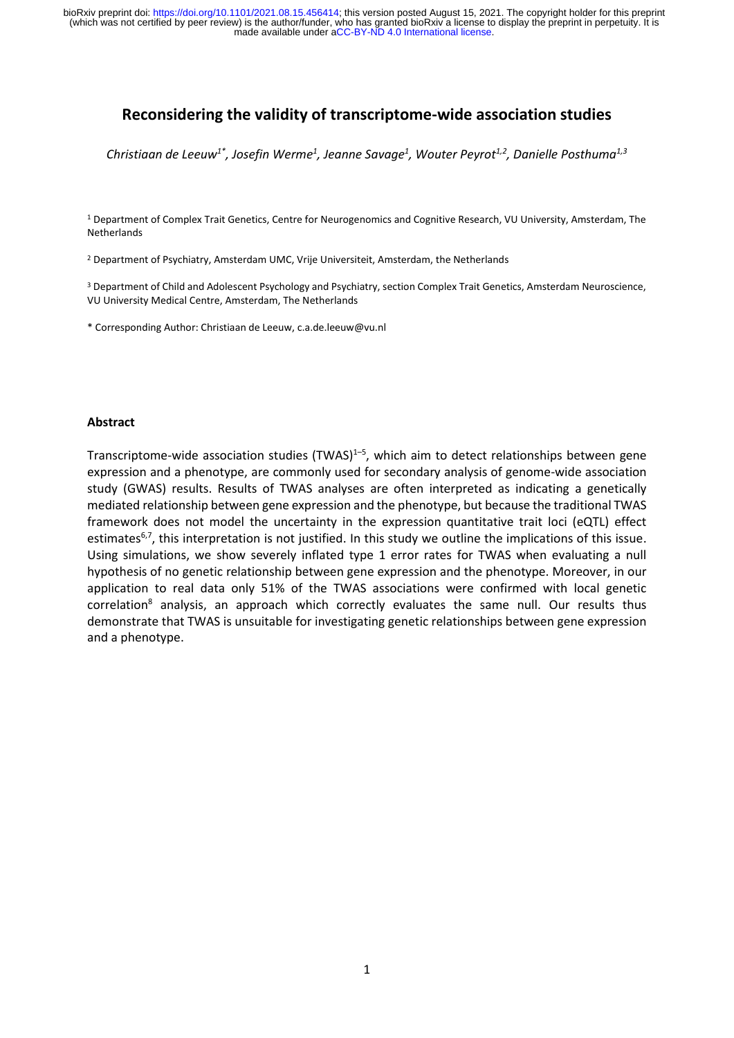# Reconsidering the validity of transcriptome-wide association studies

*Christiaan de Leeuw[1*], Josefin Werme[1], Jeanne Savage[1], Wouter Peyrot[1,2], Danielle Posthuma[1,3]*

[1] Department of Complex Trait Genetics, Centre for Neurogenomics and Cognitive Research, VU University, Amsterdam, The Netherlands

[2] Department of Psychiatry, Amsterdam UMC, Vrije Universiteit, Amsterdam, the Netherlands

[3] Department of Child and Adolescent Psychology and Psychiatry, section Complex Trait Genetics, Amsterdam Neuroscience, VU University Medical Centre, Amsterdam, The Netherlands

\* Corresponding Author: Christiaan de Leeuw, c.a.de.leeuw@vu.nl

### Abstract

Transcriptome-wide association studies (TWAS)[1–5], which aim to detect relationships between gene expression and a phenotype, are commonly used for secondary analysis of genome-wide association study (GWAS) results. Results of TWAS analyses are often interpreted as indicating a genetically mediated relationship between gene expression and the phenotype, but because the traditional TWAS framework does not model the uncertainty in the expression quantitative trait loci (eQTL) effect estimates[6,7], this interpretation is not justified. In this study we outline the implications of this issue. Using simulations, we show severely inflated type 1 error rates for TWAS when evaluating a null hypothesis of no genetic relationship between gene expression and the phenotype. Moreover, in our application to real data only 51% of the TWAS associations were confirmed with local genetic correlation[8] analysis, an approach which correctly evaluates the same null. Our results thus demonstrate that TWAS is unsuitable for investigating genetic relationships between gene expression and a phenotype.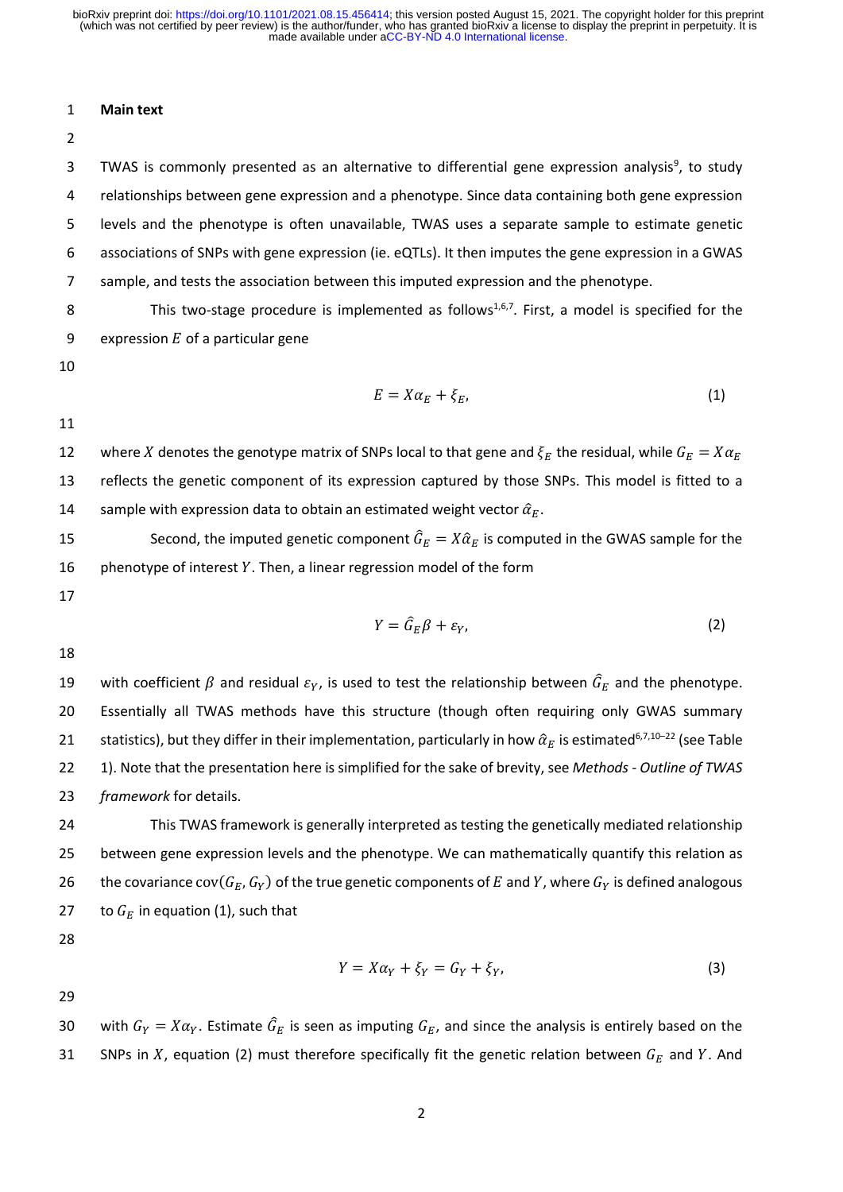## Main text

TWAS is commonly presented as an alternative to differential gene expression analysis[9], to study relationships between gene expression and a phenotype. Since data containing both gene expression levels and the phenotype is often unavailable, TWAS uses a separate sample to estimate genetic associations of SNPs with gene expression (ie. eQTLs). It then imputes the gene expression in a GWAS sample, and tests the association between this imputed expression and the phenotype.

This two-stage procedure is implemented as follows[1,6,7]. First, a model is specified for the expression $E$ of a particular gene

$$E = X\alpha_E + \xi_E, \tag{1}$$

where $X$ denotes the genotype matrix of SNPs local to that gene and $\xi_E$ the residual, while $G_E = X\alpha_E$ reflects the genetic component of its expression captured by those SNPs. This model is fitted to a sample with expression data to obtain an estimated weight vector $\hat{\alpha}_E$.

Second, the imputed genetic component $\hat{G}_E = X\hat{\alpha}_E$ is computed in the GWAS sample for the phenotype of interest $Y$. Then, a linear regression model of the form

$$Y = \hat{G}_E\beta + \varepsilon_Y, \tag{2}$$

with coefficient $\beta$ and residual $\varepsilon_Y$, is used to test the relationship between $\hat{G}_E$ and the phenotype. Essentially all TWAS methods have this structure (though often requiring only GWAS summary statistics), but they differ in their implementation, particularly in how $\hat{\alpha}_E$ is estimated[6,7,10–22] (see Table 1). Note that the presentation here is simplified for the sake of brevity, see *Methods - Outline of TWAS framework* for details.

This TWAS framework is generally interpreted as testing the genetically mediated relationship between gene expression levels and the phenotype. We can mathematically quantify this relation as the covariance $\text{cov}(G_E, G_Y)$ of the true genetic components of $E$ and $Y$, where $G_Y$ is defined analogous to $G_E$ in equation (1), such that

$$Y = X\alpha_Y + \xi_Y = G_Y + \xi_Y, \tag{3}$$

with $G_Y = X\alpha_Y$. Estimate $\hat{G}_E$ is seen as imputing $G_E$, and since the analysis is entirely based on the SNPs in $X$, equation (2) must therefore specifically fit the genetic relation between $G_E$ and $Y$. And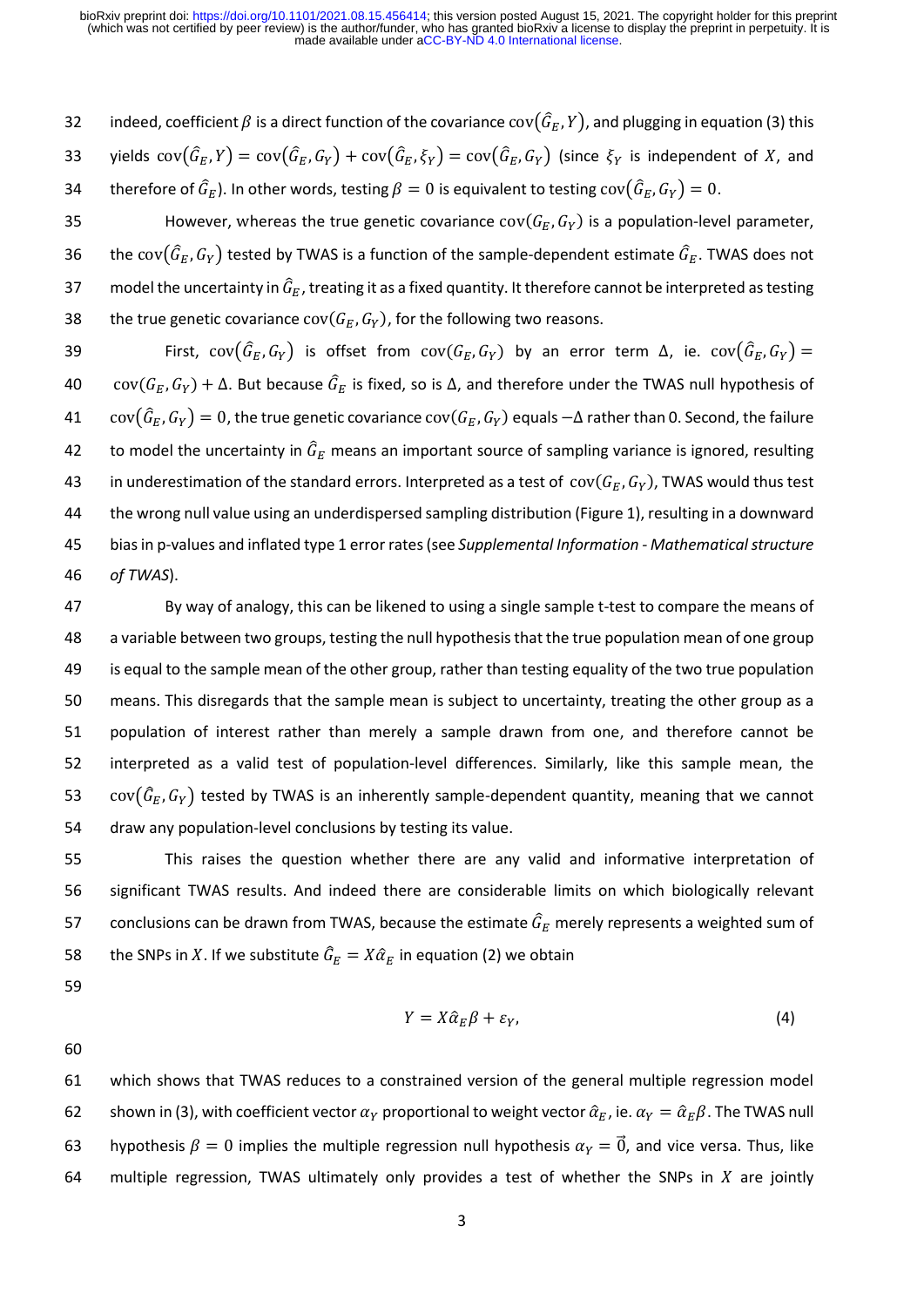indeed, coefficient $\beta$ is a direct function of the covariance $\text{cov}(\hat{G}_E, Y)$, and plugging in equation (3) this yields $\text{cov}(\hat{G}_E, Y) = \text{cov}(\hat{G}_E, G_Y) + \text{cov}(\hat{G}_E, \xi_Y) = \text{cov}(\hat{G}_E, G_Y)$ (since $\xi_Y$ is independent of $X$, and therefore of $\hat{G}_E$). In other words, testing $\beta = 0$ is equivalent to testing $\text{cov}(\hat{G}_E, G_Y) = 0$.

However, whereas the true genetic covariance $\text{cov}(G_E, G_Y)$ is a population-level parameter, the $\text{cov}(\hat{G}_E, G_Y)$ tested by TWAS is a function of the sample-dependent estimate $\hat{G}_E$. TWAS does not model the uncertainty in $\hat{G}_E$, treating it as a fixed quantity. It therefore cannot be interpreted as testing the true genetic covariance $\text{cov}(G_E, G_Y)$, for the following two reasons.

First, $\text{cov}(\hat{G}_E, G_Y)$ is offset from $\text{cov}(G_E, G_Y)$ by an error term $\Delta$, ie. $\text{cov}(\hat{G}_E, G_Y) = \text{cov}(G_E, G_Y) + \Delta$. But because $\hat{G}_E$ is fixed, so is $\Delta$, and therefore under the TWAS null hypothesis of $\text{cov}(\hat{G}_E, G_Y) = 0$, the true genetic covariance $\text{cov}(G_E, G_Y)$ equals $-\Delta$ rather than 0. Second, the failure to model the uncertainty in $\hat{G}_E$ means an important source of sampling variance is ignored, resulting in underestimation of the standard errors. Interpreted as a test of $\text{cov}(G_E, G_Y)$, TWAS would thus test the wrong null value using an underdispersed sampling distribution (Figure 1), resulting in a downward bias in p-values and inflated type 1 error rates (see *Supplemental Information - Mathematical structure of TWAS*).

By way of analogy, this can be likened to using a single sample t-test to compare the means of a variable between two groups, testing the null hypothesis that the true population mean of one group is equal to the sample mean of the other group, rather than testing equality of the two true population means. This disregards that the sample mean is subject to uncertainty, treating the other group as a population of interest rather than merely a sample drawn from one, and therefore cannot be interpreted as a valid test of population-level differences. Similarly, like this sample mean, the $\text{cov}(\hat{G}_E, G_Y)$ tested by TWAS is an inherently sample-dependent quantity, meaning that we cannot draw any population-level conclusions by testing its value.

This raises the question whether there are any valid and informative interpretation of significant TWAS results. And indeed there are considerable limits on which biologically relevant conclusions can be drawn from TWAS, because the estimate $\hat{G}_E$ merely represents a weighted sum of the SNPs in $X$. If we substitute $\hat{G}_E = X\hat{\alpha}_E$ in equation (2) we obtain

$$Y = X\hat{\alpha}_E\beta + \varepsilon_Y, \tag{4}$$

which shows that TWAS reduces to a constrained version of the general multiple regression model shown in (3), with coefficient vector $\alpha_Y$ proportional to weight vector $\hat{\alpha}_E$, ie. $\alpha_Y = \hat{\alpha}_E\beta$. The TWAS null hypothesis $\beta = 0$ implies the multiple regression null hypothesis $\alpha_Y = \vec{0}$, and vice versa. Thus, like multiple regression, TWAS ultimately only provides a test of whether the SNPs in $X$ are jointly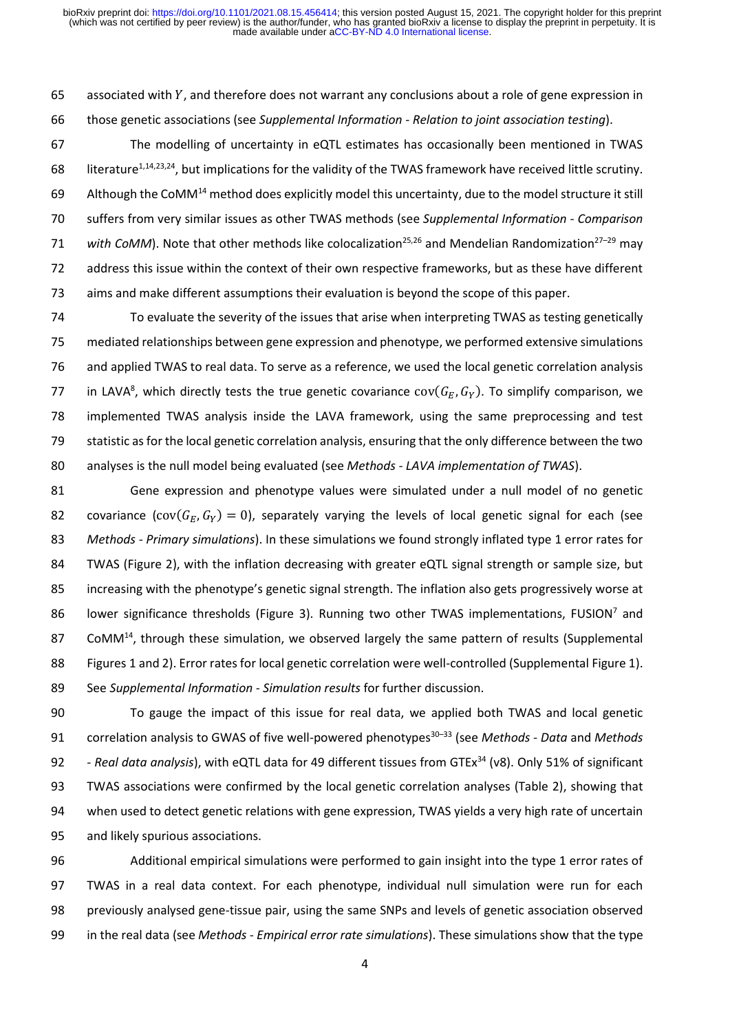associated with $Y$, and therefore does not warrant any conclusions about a role of gene expression in those genetic associations (see *Supplemental Information - Relation to joint association testing*).

The modelling of uncertainty in eQTL estimates has occasionally been mentioned in TWAS literature[1,14,23,24], but implications for the validity of the TWAS framework have received little scrutiny. Although the CoMM[14] method does explicitly model this uncertainty, due to the model structure it still suffers from very similar issues as other TWAS methods (see *Supplemental Information - Comparison with CoMM*). Note that other methods like colocalization[25,26] and Mendelian Randomization[27–29] may address this issue within the context of their own respective frameworks, but as these have different aims and make different assumptions their evaluation is beyond the scope of this paper.

To evaluate the severity of the issues that arise when interpreting TWAS as testing genetically mediated relationships between gene expression and phenotype, we performed extensive simulations and applied TWAS to real data. To serve as a reference, we used the local genetic correlation analysis in LAVA[8], which directly tests the true genetic covariance $\mathrm{cov}(G_E, G_Y)$. To simplify comparison, we implemented TWAS analysis inside the LAVA framework, using the same preprocessing and test statistic as for the local genetic correlation analysis, ensuring that the only difference between the two analyses is the null model being evaluated (see *Methods - LAVA implementation of TWAS*).

Gene expression and phenotype values were simulated under a null model of no genetic covariance ($\mathrm{cov}(G_E, G_Y) = 0$), separately varying the levels of local genetic signal for each (see *Methods - Primary simulations*). In these simulations we found strongly inflated type 1 error rates for TWAS (Figure 2), with the inflation decreasing with greater eQTL signal strength or sample size, but increasing with the phenotype's genetic signal strength. The inflation also gets progressively worse at lower significance thresholds (Figure 3). Running two other TWAS implementations, FUSION[7] and CoMM[14], through these simulation, we observed largely the same pattern of results (Supplemental Figures 1 and 2). Error rates for local genetic correlation were well-controlled (Supplemental Figure 1). See *Supplemental Information - Simulation results* for further discussion.

To gauge the impact of this issue for real data, we applied both TWAS and local genetic correlation analysis to GWAS of five well-powered phenotypes[30–33] (see *Methods - Data* and *Methods - Real data analysis*), with eQTL data for 49 different tissues from GTEx[34] (v8). Only 51% of significant TWAS associations were confirmed by the local genetic correlation analyses (Table 2), showing that when used to detect genetic relations with gene expression, TWAS yields a very high rate of uncertain and likely spurious associations.

Additional empirical simulations were performed to gain insight into the type 1 error rates of TWAS in a real data context. For each phenotype, individual null simulation were run for each previously analysed gene-tissue pair, using the same SNPs and levels of genetic association observed in the real data (see *Methods - Empirical error rate simulations*). These simulations show that the type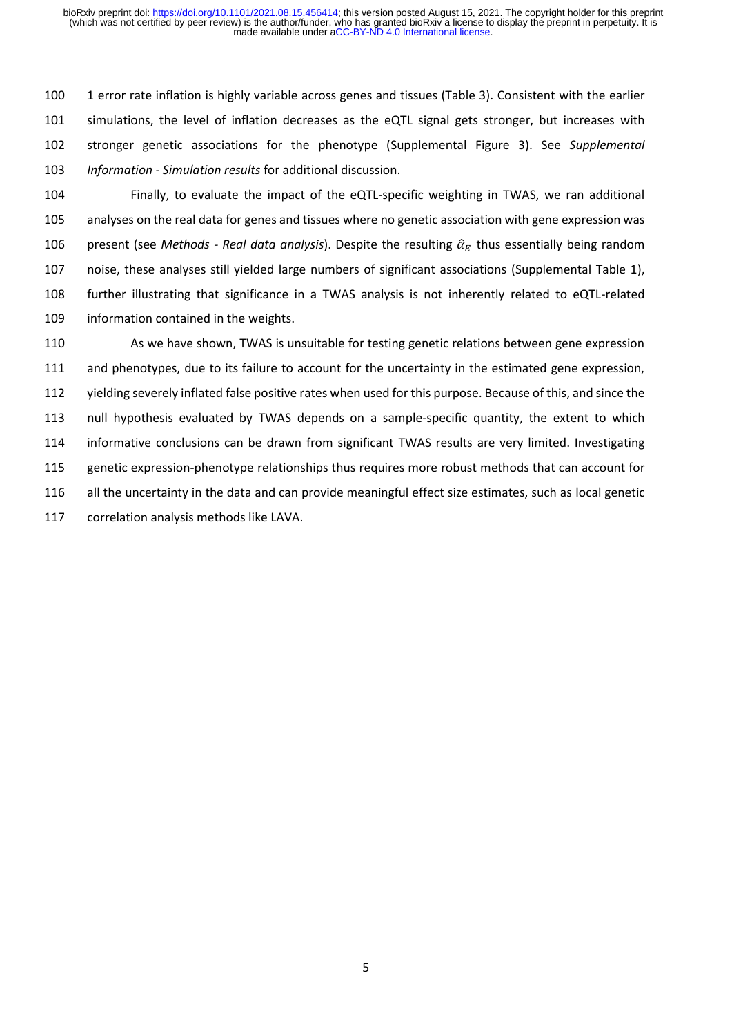1 error rate inflation is highly variable across genes and tissues (Table 3). Consistent with the earlier simulations, the level of inflation decreases as the eQTL signal gets stronger, but increases with stronger genetic associations for the phenotype (Supplemental Figure 3). See *Supplemental Information - Simulation results* for additional discussion.

Finally, to evaluate the impact of the eQTL-specific weighting in TWAS, we ran additional analyses on the real data for genes and tissues where no genetic association with gene expression was present (see *Methods - Real data analysis*). Despite the resulting $\hat{\alpha}_E$ thus essentially being random noise, these analyses still yielded large numbers of significant associations (Supplemental Table 1), further illustrating that significance in a TWAS analysis is not inherently related to eQTL-related information contained in the weights.

As we have shown, TWAS is unsuitable for testing genetic relations between gene expression and phenotypes, due to its failure to account for the uncertainty in the estimated gene expression, yielding severely inflated false positive rates when used for this purpose. Because of this, and since the null hypothesis evaluated by TWAS depends on a sample-specific quantity, the extent to which informative conclusions can be drawn from significant TWAS results are very limited. Investigating genetic expression-phenotype relationships thus requires more robust methods that can account for all the uncertainty in the data and can provide meaningful effect size estimates, such as local genetic correlation analysis methods like LAVA.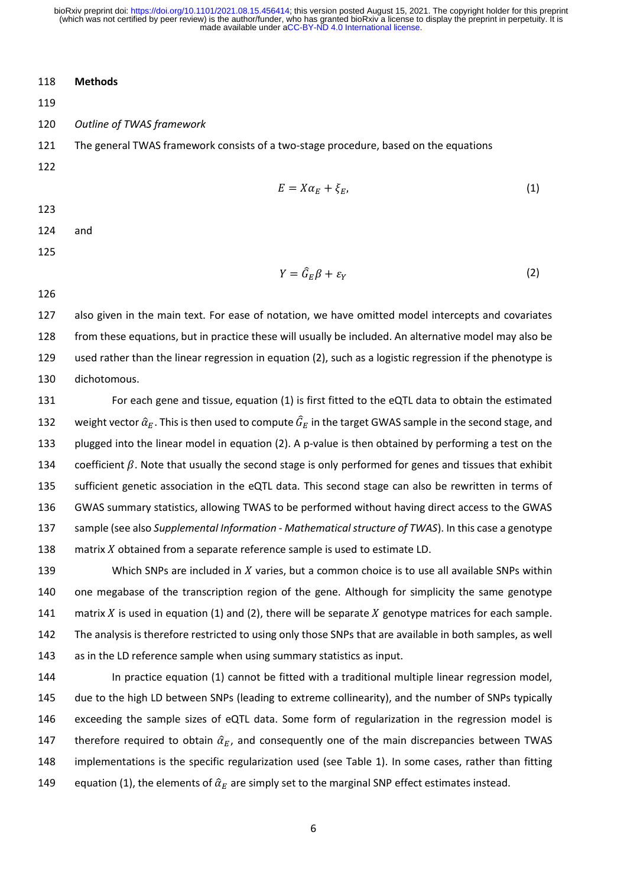## Methods

*Outline of TWAS framework*

The general TWAS framework consists of a two-stage procedure, based on the equations

$$E = X\alpha_E + \xi_E, \tag{1}$$

and

$$Y = \hat{G}_E\beta + \varepsilon_Y \tag{2}$$

also given in the main text. For ease of notation, we have omitted model intercepts and covariates from these equations, but in practice these will usually be included. An alternative model may also be used rather than the linear regression in equation (2), such as a logistic regression if the phenotype is dichotomous.

For each gene and tissue, equation (1) is first fitted to the eQTL data to obtain the estimated weight vector $\hat{\alpha}_E$. This is then used to compute $\hat{G}_E$ in the target GWAS sample in the second stage, and plugged into the linear model in equation (2). A p-value is then obtained by performing a test on the coefficient $\beta$. Note that usually the second stage is only performed for genes and tissues that exhibit sufficient genetic association in the eQTL data. This second stage can also be rewritten in terms of GWAS summary statistics, allowing TWAS to be performed without having direct access to the GWAS sample (see also *Supplemental Information - Mathematical structure of TWAS*). In this case a genotype matrix $X$ obtained from a separate reference sample is used to estimate LD.

Which SNPs are included in $X$ varies, but a common choice is to use all available SNPs within one megabase of the transcription region of the gene. Although for simplicity the same genotype matrix $X$ is used in equation (1) and (2), there will be separate $X$ genotype matrices for each sample. The analysis is therefore restricted to using only those SNPs that are available in both samples, as well as in the LD reference sample when using summary statistics as input.

In practice equation (1) cannot be fitted with a traditional multiple linear regression model, due to the high LD between SNPs (leading to extreme collinearity), and the number of SNPs typically exceeding the sample sizes of eQTL data. Some form of regularization in the regression model is therefore required to obtain $\hat{\alpha}_E$, and consequently one of the main discrepancies between TWAS implementations is the specific regularization used (see Table 1). In some cases, rather than fitting equation (1), the elements of $\hat{\alpha}_E$ are simply set to the marginal SNP effect estimates instead.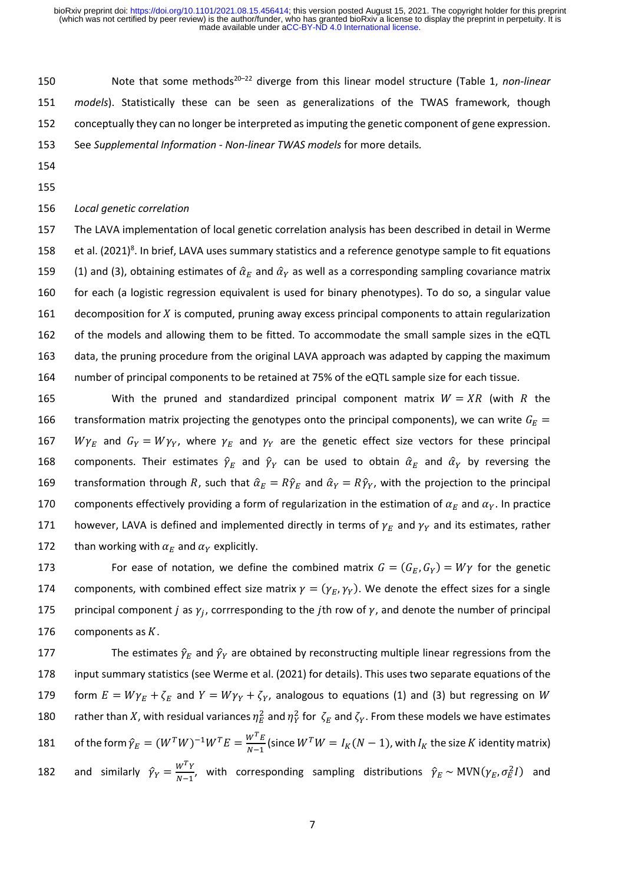Note that some methods[20–22] diverge from this linear model structure (Table 1, *non-linear models*). Statistically these can be seen as generalizations of the TWAS framework, though conceptually they can no longer be interpreted as imputing the genetic component of gene expression. See *Supplemental Information - Non-linear TWAS models* for more details.

*Local genetic correlation*

The LAVA implementation of local genetic correlation analysis has been described in detail in Werme et al. (2021)[8]. In brief, LAVA uses summary statistics and a reference genotype sample to fit equations (1) and (3), obtaining estimates of $\hat{\alpha}_E$ and $\hat{\alpha}_Y$ as well as a corresponding sampling covariance matrix for each (a logistic regression equivalent is used for binary phenotypes). To do so, a singular value decomposition for $X$ is computed, pruning away excess principal components to attain regularization of the models and allowing them to be fitted. To accommodate the small sample sizes in the eQTL data, the pruning procedure from the original LAVA approach was adapted by capping the maximum number of principal components to be retained at 75% of the eQTL sample size for each tissue.

With the pruned and standardized principal component matrix $W = XR$ (with $R$ the transformation matrix projecting the genotypes onto the principal components), we can write $G_E = W\gamma_E$ and $G_Y = W\gamma_Y$, where $\gamma_E$ and $\gamma_Y$ are the genetic effect size vectors for these principal components. Their estimates $\hat{\gamma}_E$ and $\hat{\gamma}_Y$ can be used to obtain $\hat{\alpha}_E$ and $\hat{\alpha}_Y$ by reversing the transformation through $R$, such that $\hat{\alpha}_E = R\hat{\gamma}_E$ and $\hat{\alpha}_Y = R\hat{\gamma}_Y$, with the projection to the principal components effectively providing a form of regularization in the estimation of $\alpha_E$ and $\alpha_Y$. In practice however, LAVA is defined and implemented directly in terms of $\gamma_E$ and $\gamma_Y$ and its estimates, rather than working with $\alpha_E$ and $\alpha_Y$ explicitly.

For ease of notation, we define the combined matrix $G = (G_E, G_Y) = W\gamma$ for the genetic components, with combined effect size matrix $\gamma = (\gamma_E, \gamma_Y)$. We denote the effect sizes for a single principal component $j$ as $\gamma_j$, corrresponding to the $j$th row of $\gamma$, and denote the number of principal components as $K$.

The estimates $\hat{\gamma}_E$ and $\hat{\gamma}_Y$ are obtained by reconstructing multiple linear regressions from the input summary statistics (see Werme et al. (2021) for details). This uses two separate equations of the form $E = W\gamma_E + \zeta_E$ and $Y = W\gamma_Y + \zeta_Y$, analogous to equations (1) and (3) but regressing on $W$ rather than $X$, with residual variances $\eta_E^2$ and $\eta_Y^2$ for $\zeta_E$ and $\zeta_Y$. From these models we have estimates of the form $\hat{\gamma}_E = (W^TW)^{-1}W^TE = \frac{W^TE}{N-1}$ (since $W^TW = I_K(N-1)$, with $I_K$ the size $K$ identity matrix) and similarly $\hat{\gamma}_Y = \frac{W^TY}{N-1}$, with corresponding sampling distributions $\hat{\gamma}_E \sim \text{MVN}(\gamma_E, \sigma_E^2 I)$ and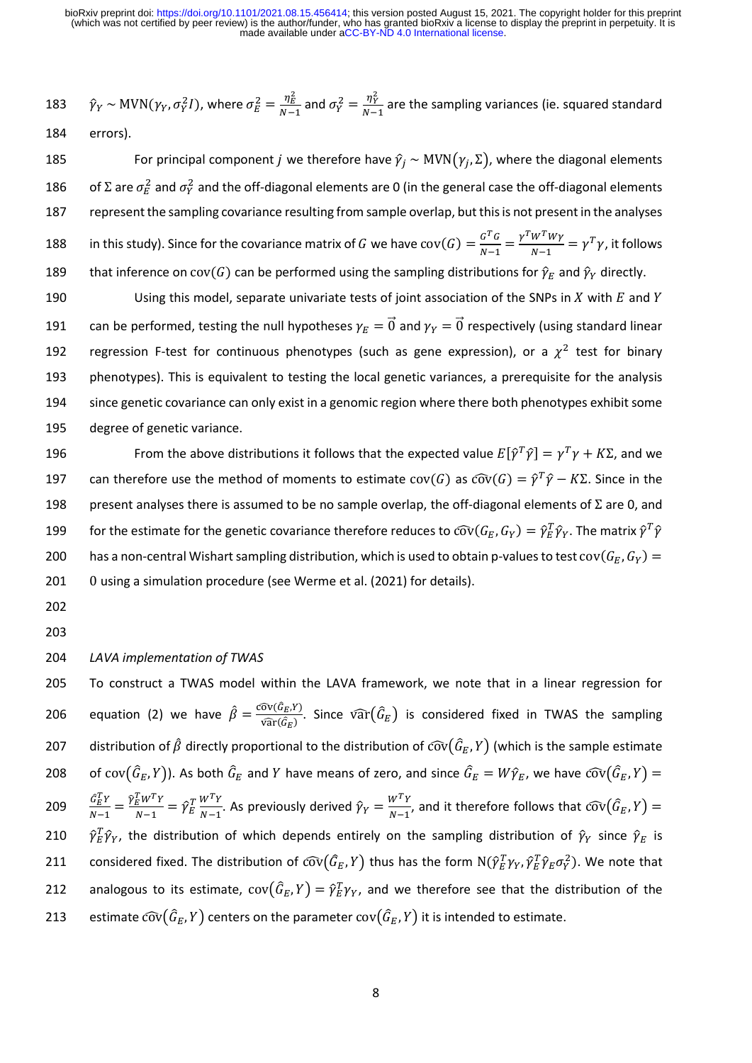$\hat{\gamma}_Y \sim \text{MVN}(\gamma_Y, \sigma_Y^2 I)$, where $\sigma_E^2 = \frac{\eta_E^2}{N-1}$ and $\sigma_Y^2 = \frac{\eta_Y^2}{N-1}$ are the sampling variances (ie. squared standard errors).

For principal component $j$ we therefore have $\hat{\gamma}_j \sim \text{MVN}(\gamma_j, \Sigma)$, where the diagonal elements of $\Sigma$ are $\sigma_E^2$ and $\sigma_Y^2$ and the off-diagonal elements are 0 (in the general case the off-diagonal elements represent the sampling covariance resulting from sample overlap, but this is not present in the analyses in this study). Since for the covariance matrix of $G$ we have $\text{cov}(G) = \frac{G^T G}{N-1} = \frac{\gamma^T W^T W \gamma}{N-1} = \gamma^T \gamma$, it follows that inference on $\text{cov}(G)$ can be performed using the sampling distributions for $\hat{\gamma}_E$ and $\hat{\gamma}_Y$ directly.

Using this model, separate univariate tests of joint association of the SNPs in $X$ with $E$ and $Y$ can be performed, testing the null hypotheses $\gamma_E = \vec{0}$ and $\gamma_Y = \vec{0}$ respectively (using standard linear regression F-test for continuous phenotypes (such as gene expression), or a $\chi^2$ test for binary phenotypes). This is equivalent to testing the local genetic variances, a prerequisite for the analysis since genetic covariance can only exist in a genomic region where there both phenotypes exhibit some degree of genetic variance.

From the above distributions it follows that the expected value $E[\hat{\gamma}^T \hat{\gamma}] = \gamma^T \gamma + K\Sigma$, and we can therefore use the method of moments to estimate $\text{cov}(G)$ as $\widehat{\text{cov}}(G) = \hat{\gamma}^T \hat{\gamma} - K\Sigma$. Since in the present analyses there is assumed to be no sample overlap, the off-diagonal elements of $\Sigma$ are 0, and for the estimate for the genetic covariance therefore reduces to $\widehat{\text{cov}}(G_E, G_Y) = \hat{\gamma}_E^T \hat{\gamma}_Y$. The matrix $\hat{\gamma}^T \hat{\gamma}$ has a non-central Wishart sampling distribution, which is used to obtain p-values to test $\text{cov}(G_E, G_Y) = 0$ using a simulation procedure (see Werme et al. (2021) for details).

*LAVA implementation of TWAS*

To construct a TWAS model within the LAVA framework, we note that in a linear regression for equation (2) we have $\hat{\beta} = \frac{\widehat{\text{cov}}(\hat{G}_E, Y)}{\widehat{\text{var}}(\hat{G}_E)}$. Since $\widehat{\text{var}}(\hat{G}_E)$ is considered fixed in TWAS the sampling distribution of $\hat{\beta}$ directly proportional to the distribution of $\widehat{\text{cov}}(\hat{G}_E, Y)$ (which is the sample estimate of $\text{cov}(\hat{G}_E, Y)$). As both $\hat{G}_E$ and $Y$ have means of zero, and since $\hat{G}_E = W\hat{\gamma}_E$, we have $\widehat{\text{cov}}(\hat{G}_E, Y) = \frac{\hat{G}_E^T Y}{N-1} = \frac{\hat{\gamma}_E^T W^T Y}{N-1} = \hat{\gamma}_E^T \frac{W^T Y}{N-1}$. As previously derived $\hat{\gamma}_Y = \frac{W^T Y}{N-1}$, and it therefore follows that $\widehat{\text{cov}}(\hat{G}_E, Y) = \hat{\gamma}_E^T \hat{\gamma}_Y$, the distribution of which depends entirely on the sampling distribution of $\hat{\gamma}_Y$ since $\hat{\gamma}_E$ is considered fixed. The distribution of $\widehat{\text{cov}}(\hat{G}_E, Y)$ thus has the form $\text{N}(\hat{\gamma}_E^T \gamma_Y, \hat{\gamma}_E^T \hat{\gamma}_E \sigma_Y^2)$. We note that analogous to its estimate, $\text{cov}(\hat{G}_E, Y) = \hat{\gamma}_E^T \gamma_Y$, and we therefore see that the distribution of the estimate $\widehat{\text{cov}}(\hat{G}_E, Y)$ centers on the parameter $\text{cov}(\hat{G}_E, Y)$ it is intended to estimate.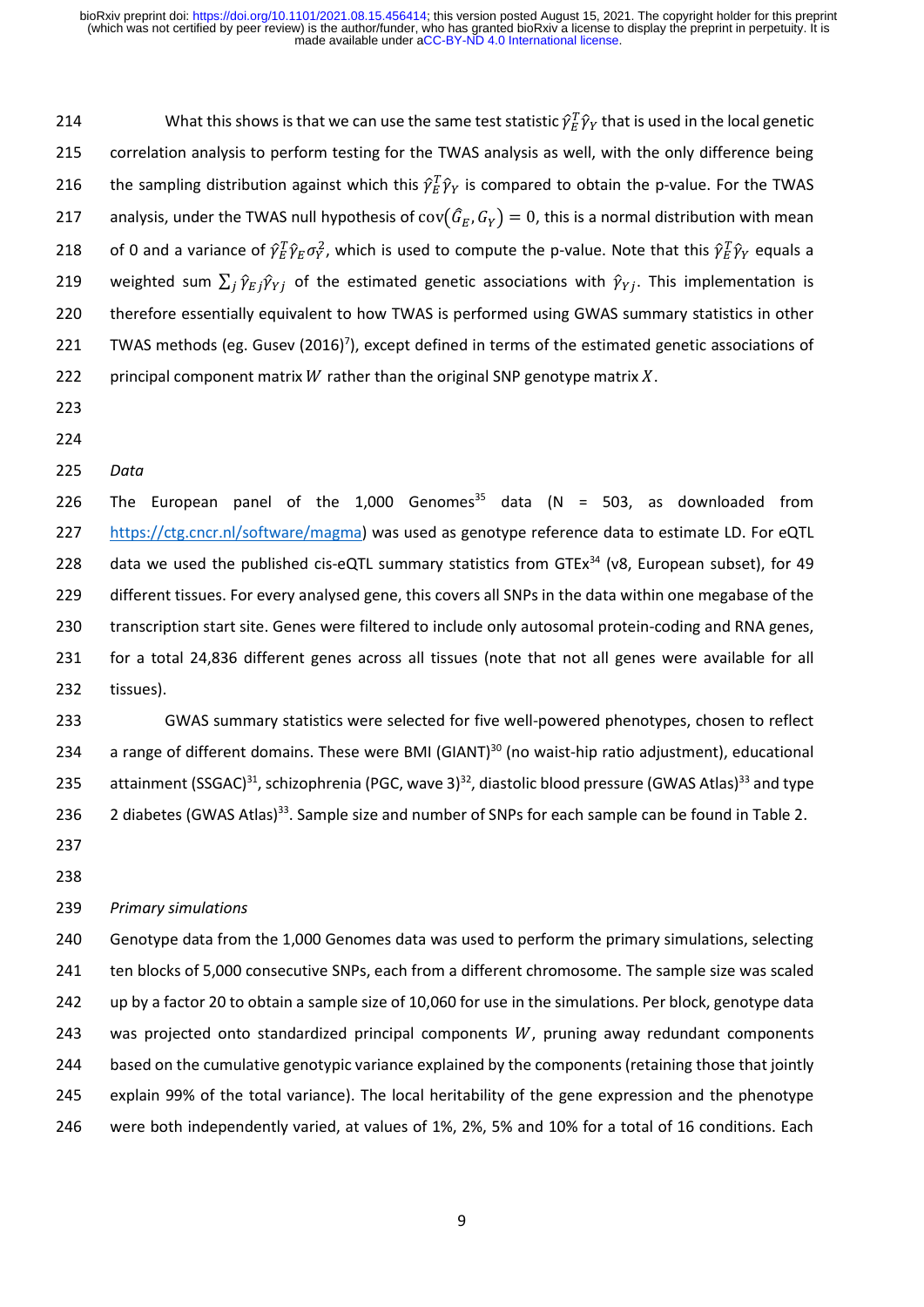What this shows is that we can use the same test statistic $\hat{\gamma}_E^T \hat{\gamma}_Y$ that is used in the local genetic correlation analysis to perform testing for the TWAS analysis as well, with the only difference being the sampling distribution against which this $\hat{\gamma}_E^T \hat{\gamma}_Y$ is compared to obtain the p-value. For the TWAS analysis, under the TWAS null hypothesis of $\mathrm{cov}(\hat{G}_E, G_Y) = 0$, this is a normal distribution with mean of 0 and a variance of $\hat{\gamma}_E^T \hat{\gamma}_E \sigma_Y^2$, which is used to compute the p-value. Note that this $\hat{\gamma}_E^T \hat{\gamma}_Y$ equals a weighted sum $\sum_j \hat{\gamma}_{Ej} \hat{\gamma}_{Yj}$ of the estimated genetic associations with $\hat{\gamma}_{Yj}$. This implementation is therefore essentially equivalent to how TWAS is performed using GWAS summary statistics in other TWAS methods (eg. Gusev (2016)[7]), except defined in terms of the estimated genetic associations of principal component matrix $W$ rather than the original SNP genotype matrix $X$.

*Data*

The European panel of the 1,000 Genomes[35] data (N = 503, as downloaded from https://ctg.cncr.nl/software/magma) was used as genotype reference data to estimate LD. For eQTL data we used the published cis-eQTL summary statistics from GTEx[34] (v8, European subset), for 49 different tissues. For every analysed gene, this covers all SNPs in the data within one megabase of the transcription start site. Genes were filtered to include only autosomal protein-coding and RNA genes, for a total 24,836 different genes across all tissues (note that not all genes were available for all tissues).

GWAS summary statistics were selected for five well-powered phenotypes, chosen to reflect a range of different domains. These were BMI (GIANT)[30] (no waist-hip ratio adjustment), educational attainment (SSGAC)[31], schizophrenia (PGC, wave 3)[32], diastolic blood pressure (GWAS Atlas)[33] and type 2 diabetes (GWAS Atlas)[33]. Sample size and number of SNPs for each sample can be found in Table 2.

*Primary simulations*

Genotype data from the 1,000 Genomes data was used to perform the primary simulations, selecting ten blocks of 5,000 consecutive SNPs, each from a different chromosome. The sample size was scaled up by a factor 20 to obtain a sample size of 10,060 for use in the simulations. Per block, genotype data was projected onto standardized principal components $W$, pruning away redundant components based on the cumulative genotypic variance explained by the components (retaining those that jointly explain 99% of the total variance). The local heritability of the gene expression and the phenotype were both independently varied, at values of 1%, 2%, 5% and 10% for a total of 16 conditions. Each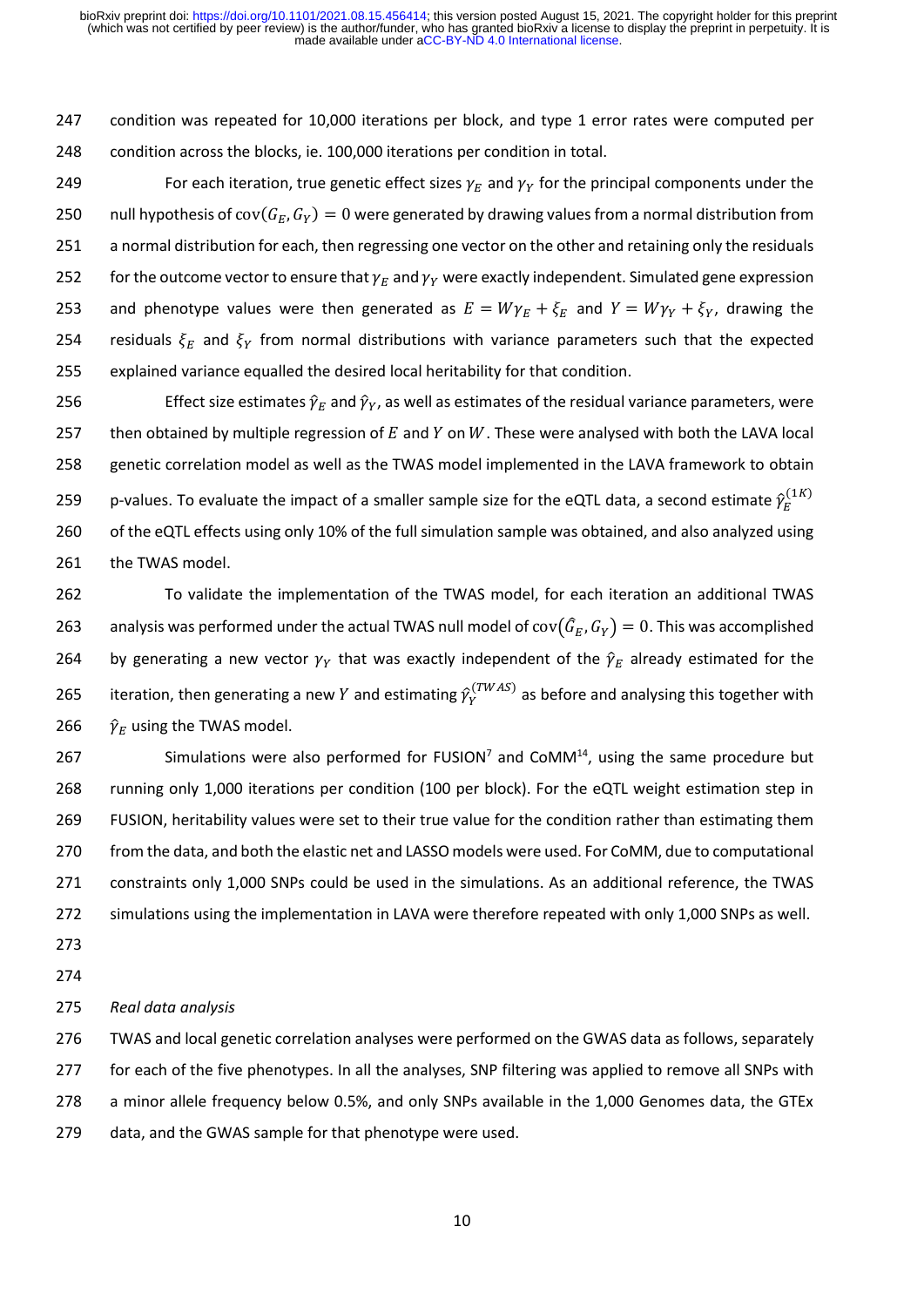condition was repeated for 10,000 iterations per block, and type 1 error rates were computed per condition across the blocks, ie. 100,000 iterations per condition in total.

For each iteration, true genetic effect sizes $\gamma_E$ and $\gamma_Y$ for the principal components under the null hypothesis of $\text{cov}(G_E, G_Y) = 0$ were generated by drawing values from a normal distribution from a normal distribution for each, then regressing one vector on the other and retaining only the residuals for the outcome vector to ensure that $\gamma_E$ and $\gamma_Y$ were exactly independent. Simulated gene expression and phenotype values were then generated as $E = W\gamma_E + \xi_E$ and $Y = W\gamma_Y + \xi_Y$, drawing the residuals $\xi_E$ and $\xi_Y$ from normal distributions with variance parameters such that the expected explained variance equalled the desired local heritability for that condition.

Effect size estimates $\hat{\gamma}_E$ and $\hat{\gamma}_Y$, as well as estimates of the residual variance parameters, were then obtained by multiple regression of $E$ and $Y$ on $W$. These were analysed with both the LAVA local genetic correlation model as well as the TWAS model implemented in the LAVA framework to obtain p-values. To evaluate the impact of a smaller sample size for the eQTL data, a second estimate $\hat{\gamma}_E^{(1K)}$ of the eQTL effects using only 10% of the full simulation sample was obtained, and also analyzed using the TWAS model.

To validate the implementation of the TWAS model, for each iteration an additional TWAS analysis was performed under the actual TWAS null model of $\text{cov}(\hat{G}_E, G_Y) = 0$. This was accomplished by generating a new vector $\gamma_Y$ that was exactly independent of the $\hat{\gamma}_E$ already estimated for the iteration, then generating a new $Y$ and estimating $\hat{\gamma}_Y^{(TWAS)}$ as before and analysing this together with $\hat{\gamma}_E$ using the TWAS model.

Simulations were also performed for FUSION[7] and CoMM[14], using the same procedure but running only 1,000 iterations per condition (100 per block). For the eQTL weight estimation step in FUSION, heritability values were set to their true value for the condition rather than estimating them from the data, and both the elastic net and LASSO models were used. For CoMM, due to computational constraints only 1,000 SNPs could be used in the simulations. As an additional reference, the TWAS simulations using the implementation in LAVA were therefore repeated with only 1,000 SNPs as well.

*Real data analysis*

TWAS and local genetic correlation analyses were performed on the GWAS data as follows, separately for each of the five phenotypes. In all the analyses, SNP filtering was applied to remove all SNPs with a minor allele frequency below 0.5%, and only SNPs available in the 1,000 Genomes data, the GTEx data, and the GWAS sample for that phenotype were used.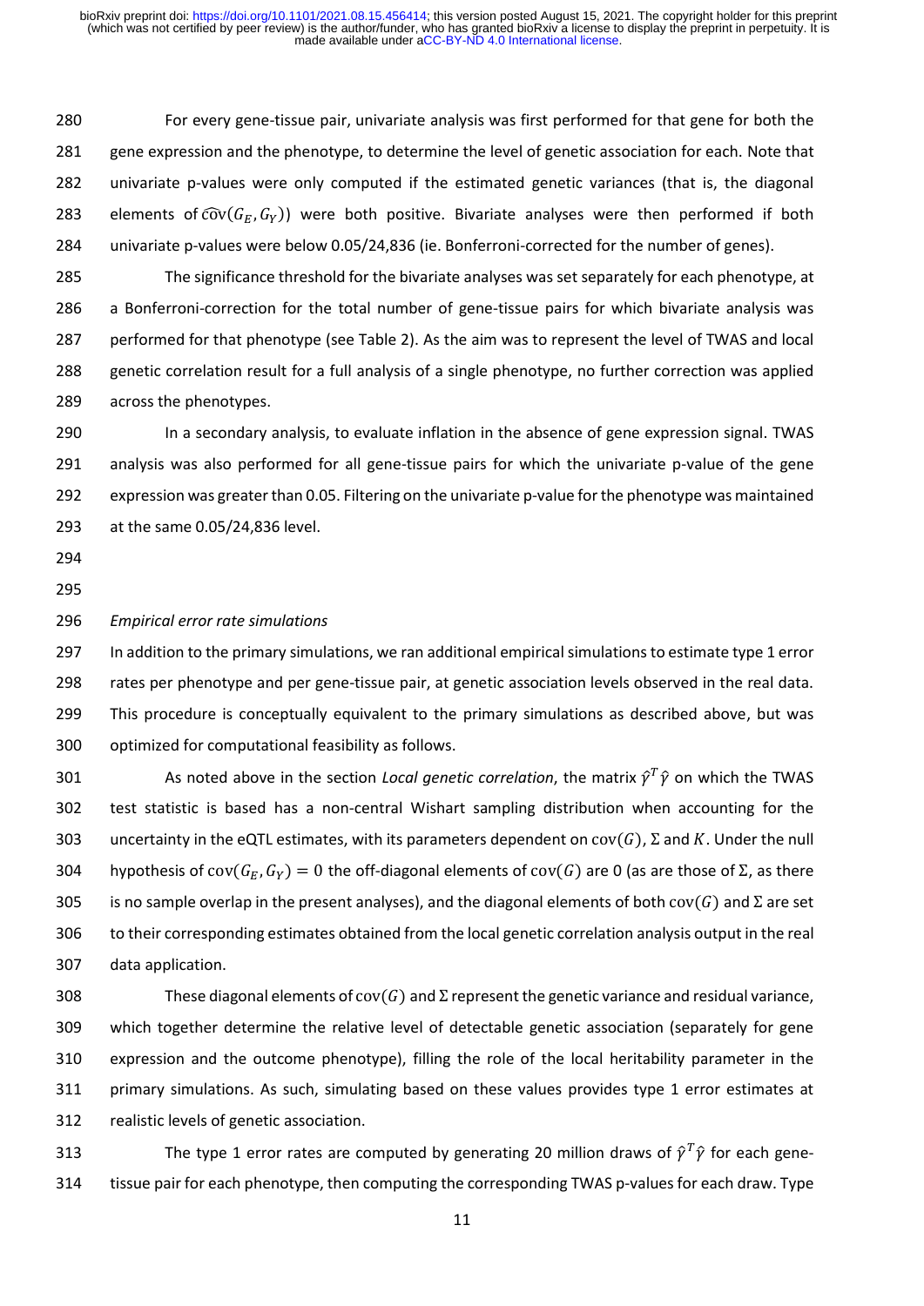For every gene-tissue pair, univariate analysis was first performed for that gene for both the gene expression and the phenotype, to determine the level of genetic association for each. Note that univariate p-values were only computed if the estimated genetic variances (that is, the diagonal elements of $\widehat{\text{cov}}(G_E, G_Y)$) were both positive. Bivariate analyses were then performed if both univariate p-values were below 0.05/24,836 (ie. Bonferroni-corrected for the number of genes).

The significance threshold for the bivariate analyses was set separately for each phenotype, at a Bonferroni-correction for the total number of gene-tissue pairs for which bivariate analysis was performed for that phenotype (see Table 2). As the aim was to represent the level of TWAS and local genetic correlation result for a full analysis of a single phenotype, no further correction was applied across the phenotypes.

In a secondary analysis, to evaluate inflation in the absence of gene expression signal. TWAS analysis was also performed for all gene-tissue pairs for which the univariate p-value of the gene expression was greater than 0.05. Filtering on the univariate p-value for the phenotype was maintained at the same 0.05/24,836 level.

*Empirical error rate simulations*

In addition to the primary simulations, we ran additional empirical simulations to estimate type 1 error rates per phenotype and per gene-tissue pair, at genetic association levels observed in the real data. This procedure is conceptually equivalent to the primary simulations as described above, but was optimized for computational feasibility as follows.

As noted above in the section *Local genetic correlation*, the matrix $\hat{\gamma}^T\hat{\gamma}$ on which the TWAS test statistic is based has a non-central Wishart sampling distribution when accounting for the uncertainty in the eQTL estimates, with its parameters dependent on $\text{cov}(G)$, $\Sigma$ and $K$. Under the null hypothesis of $\text{cov}(G_E, G_Y) = 0$ the off-diagonal elements of $\text{cov}(G)$ are 0 (as are those of $\Sigma$, as there is no sample overlap in the present analyses), and the diagonal elements of both $\text{cov}(G)$ and $\Sigma$ are set to their corresponding estimates obtained from the local genetic correlation analysis output in the real data application.

These diagonal elements of $\text{cov}(G)$ and $\Sigma$ represent the genetic variance and residual variance, which together determine the relative level of detectable genetic association (separately for gene expression and the outcome phenotype), filling the role of the local heritability parameter in the primary simulations. As such, simulating based on these values provides type 1 error estimates at realistic levels of genetic association.

The type 1 error rates are computed by generating 20 million draws of $\hat{\gamma}^T\hat{\gamma}$ for each gene-tissue pair for each phenotype, then computing the corresponding TWAS p-values for each draw. Type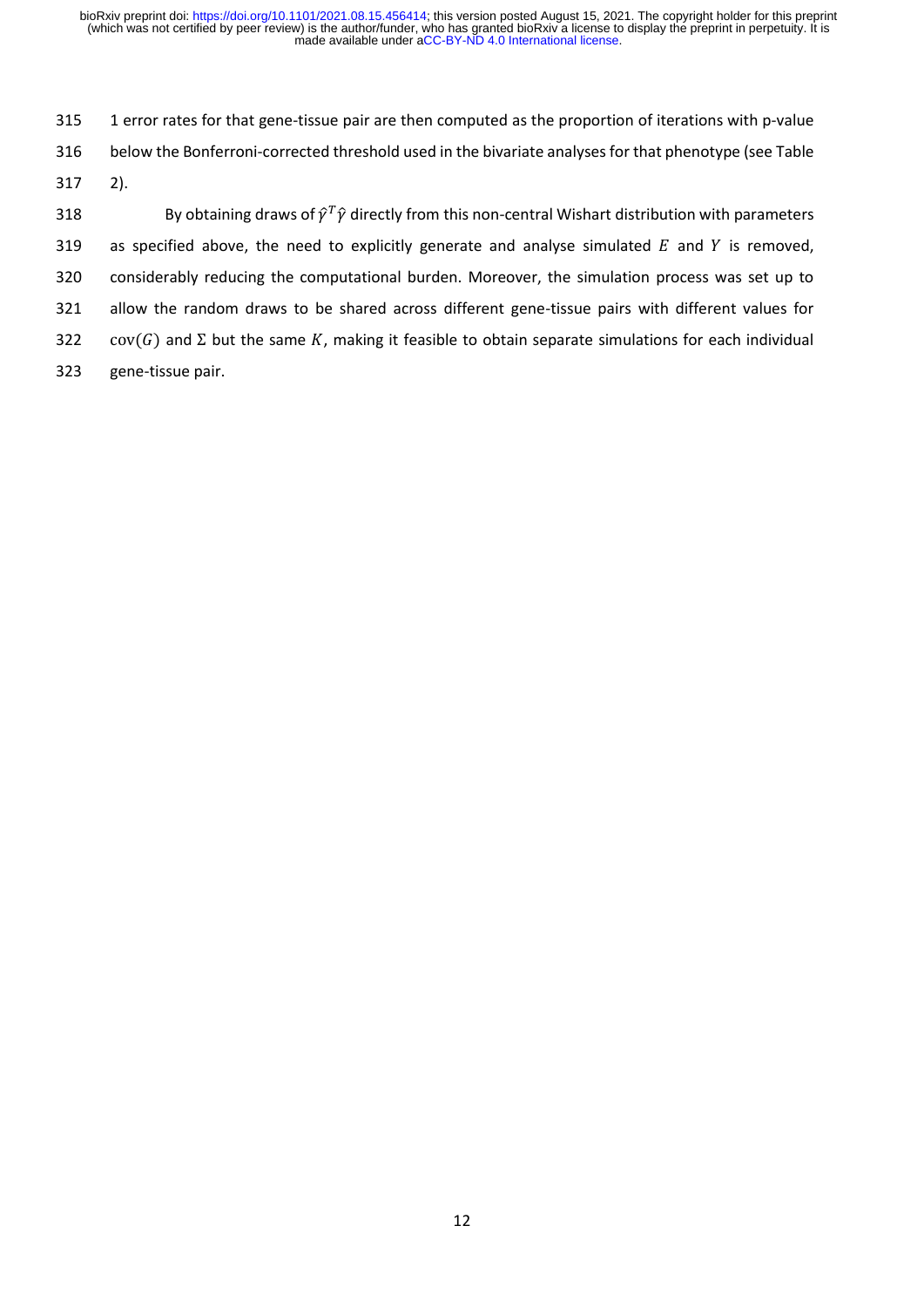1 error rates for that gene-tissue pair are then computed as the proportion of iterations with p-value below the Bonferroni-corrected threshold used in the bivariate analyses for that phenotype (see Table 2).

By obtaining draws of $\hat{\gamma}^T\hat{\gamma}$ directly from this non-central Wishart distribution with parameters as specified above, the need to explicitly generate and analyse simulated $E$ and $Y$ is removed, considerably reducing the computational burden. Moreover, the simulation process was set up to allow the random draws to be shared across different gene-tissue pairs with different values for $\text{cov}(G)$ and $\Sigma$ but the same $K$, making it feasible to obtain separate simulations for each individual gene-tissue pair.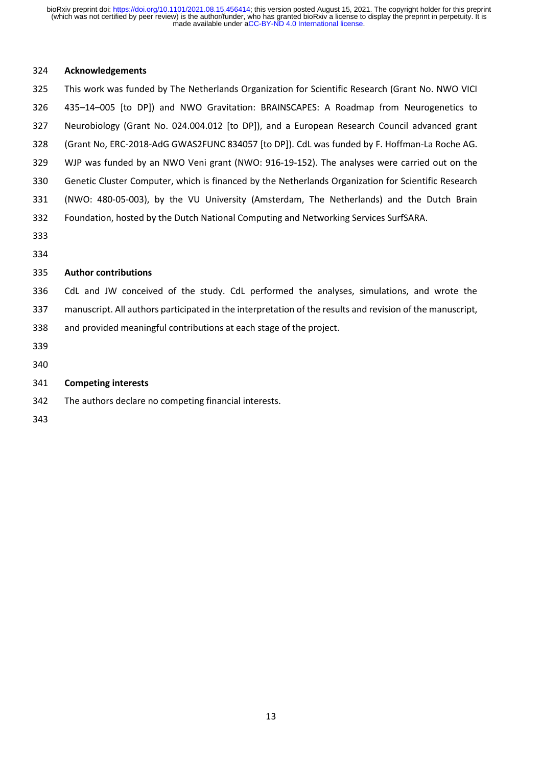## Acknowledgements

This work was funded by The Netherlands Organization for Scientific Research (Grant No. NWO VICI 435–14–005 [to DP]) and NWO Gravitation: BRAINSCAPES: A Roadmap from Neurogenetics to Neurobiology (Grant No. 024.004.012 [to DP]), and a European Research Council advanced grant (Grant No, ERC-2018-AdG GWAS2FUNC 834057 [to DP]). CdL was funded by F. Hoffman-La Roche AG. WJP was funded by an NWO Veni grant (NWO: 916-19-152). The analyses were carried out on the Genetic Cluster Computer, which is financed by the Netherlands Organization for Scientific Research (NWO: 480-05-003), by the VU University (Amsterdam, The Netherlands) and the Dutch Brain Foundation, hosted by the Dutch National Computing and Networking Services SurfSARA.

## Author contributions

CdL and JW conceived of the study. CdL performed the analyses, simulations, and wrote the manuscript. All authors participated in the interpretation of the results and revision of the manuscript, and provided meaningful contributions at each stage of the project.

## Competing interests

The authors declare no competing financial interests.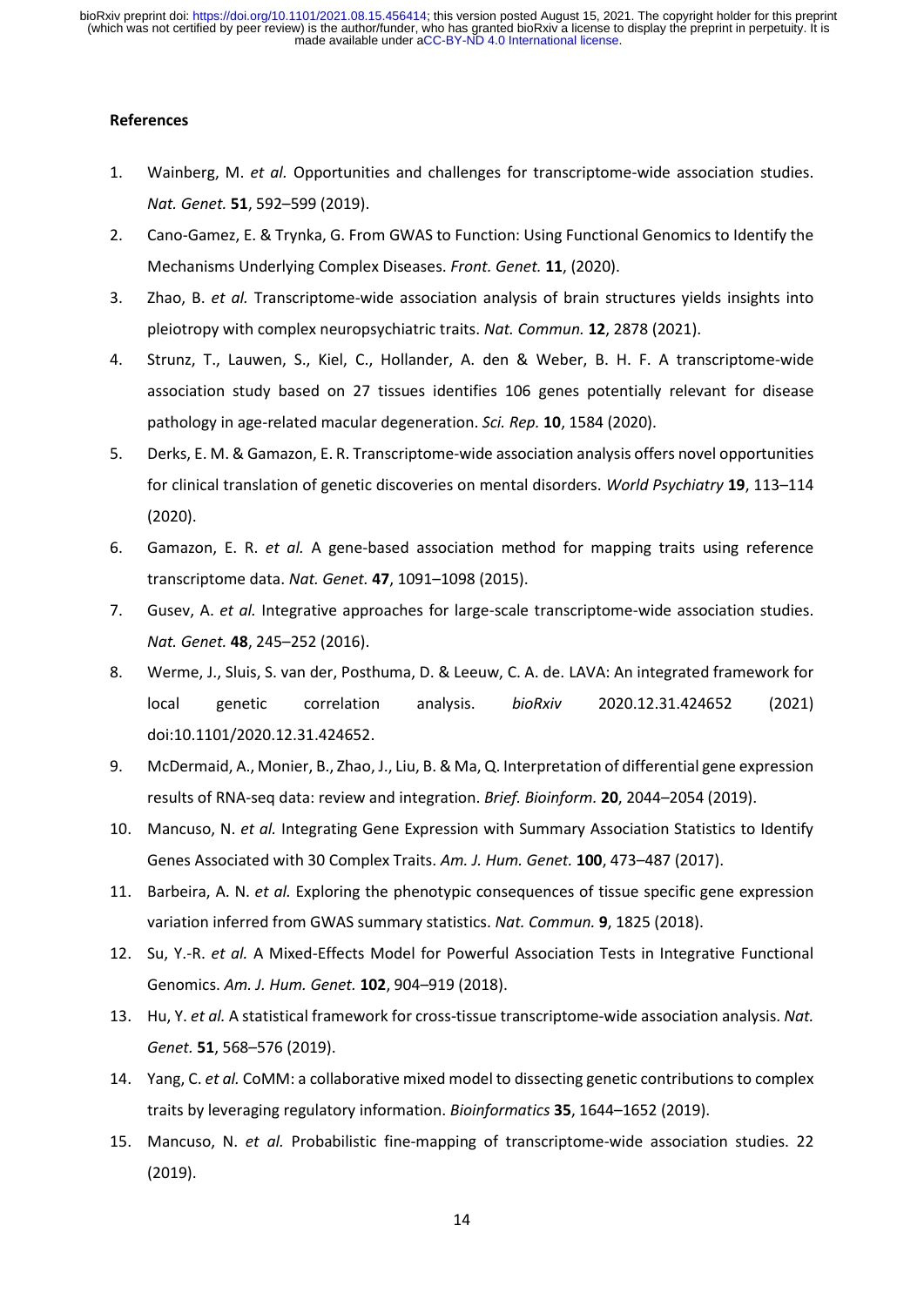**References**

1. Wainberg, M. *et al.* Opportunities and challenges for transcriptome-wide association studies. *Nat. Genet.* **51**, 592–599 (2019).
2. Cano-Gamez, E. & Trynka, G. From GWAS to Function: Using Functional Genomics to Identify the Mechanisms Underlying Complex Diseases. *Front. Genet.* **11**, (2020).
3. Zhao, B. *et al.* Transcriptome-wide association analysis of brain structures yields insights into pleiotropy with complex neuropsychiatric traits. *Nat. Commun.* **12**, 2878 (2021).
4. Strunz, T., Lauwen, S., Kiel, C., Hollander, A. den & Weber, B. H. F. A transcriptome-wide association study based on 27 tissues identifies 106 genes potentially relevant for disease pathology in age-related macular degeneration. *Sci. Rep.* **10**, 1584 (2020).
5. Derks, E. M. & Gamazon, E. R. Transcriptome-wide association analysis offers novel opportunities for clinical translation of genetic discoveries on mental disorders. *World Psychiatry* **19**, 113–114 (2020).
6. Gamazon, E. R. *et al.* A gene-based association method for mapping traits using reference transcriptome data. *Nat. Genet.* **47**, 1091–1098 (2015).
7. Gusev, A. *et al.* Integrative approaches for large-scale transcriptome-wide association studies. *Nat. Genet.* **48**, 245–252 (2016).
8. Werme, J., Sluis, S. van der, Posthuma, D. & Leeuw, C. A. de. LAVA: An integrated framework for local genetic correlation analysis. *bioRxiv* 2020.12.31.424652 (2021) doi:10.1101/2020.12.31.424652.
9. McDermaid, A., Monier, B., Zhao, J., Liu, B. & Ma, Q. Interpretation of differential gene expression results of RNA-seq data: review and integration. *Brief. Bioinform.* **20**, 2044–2054 (2019).
10. Mancuso, N. *et al.* Integrating Gene Expression with Summary Association Statistics to Identify Genes Associated with 30 Complex Traits. *Am. J. Hum. Genet.* **100**, 473–487 (2017).
11. Barbeira, A. N. *et al.* Exploring the phenotypic consequences of tissue specific gene expression variation inferred from GWAS summary statistics. *Nat. Commun.* **9**, 1825 (2018).
12. Su, Y.-R. *et al.* A Mixed-Effects Model for Powerful Association Tests in Integrative Functional Genomics. *Am. J. Hum. Genet.* **102**, 904–919 (2018).
13. Hu, Y. *et al.* A statistical framework for cross-tissue transcriptome-wide association analysis. *Nat. Genet.* **51**, 568–576 (2019).
14. Yang, C. *et al.* CoMM: a collaborative mixed model to dissecting genetic contributions to complex traits by leveraging regulatory information. *Bioinformatics* **35**, 1644–1652 (2019).
15. Mancuso, N. *et al.* Probabilistic fine-mapping of transcriptome-wide association studies. 22 (2019).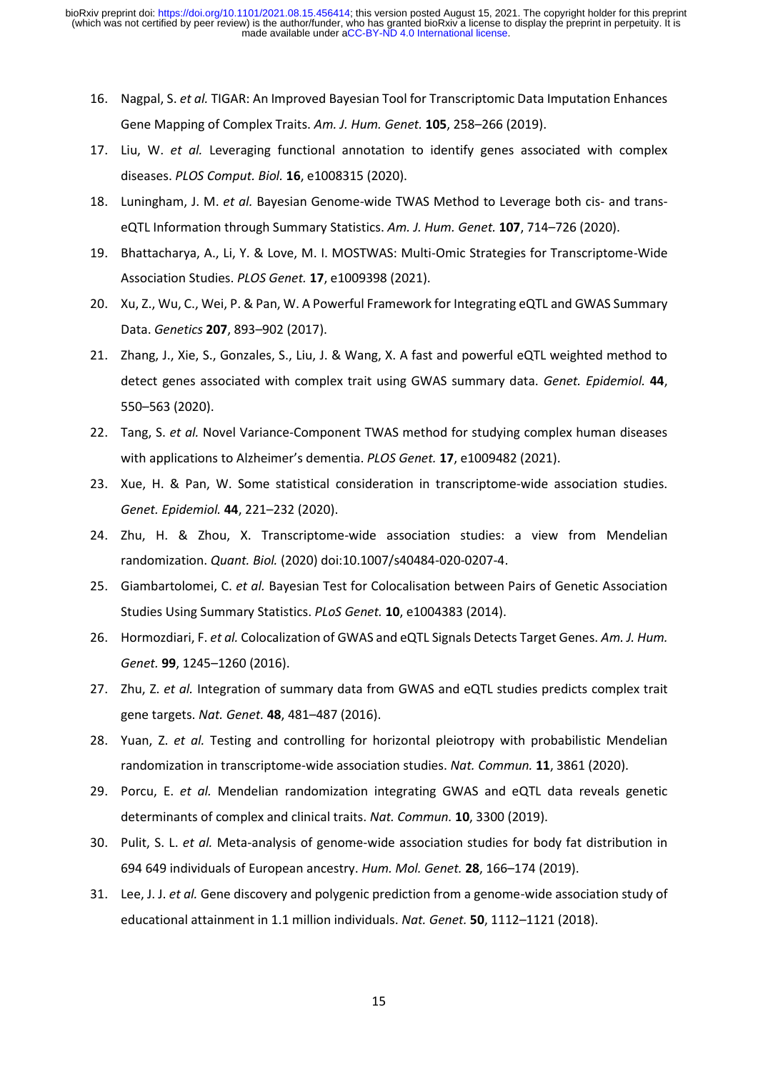16. Nagpal, S. *et al.* TIGAR: An Improved Bayesian Tool for Transcriptomic Data Imputation Enhances Gene Mapping of Complex Traits. *Am. J. Hum. Genet.* **105**, 258–266 (2019).
17. Liu, W. *et al.* Leveraging functional annotation to identify genes associated with complex diseases. *PLOS Comput. Biol.* **16**, e1008315 (2020).
18. Luningham, J. M. *et al.* Bayesian Genome-wide TWAS Method to Leverage both cis- and trans-eQTL Information through Summary Statistics. *Am. J. Hum. Genet.* **107**, 714–726 (2020).
19. Bhattacharya, A., Li, Y. & Love, M. I. MOSTWAS: Multi-Omic Strategies for Transcriptome-Wide Association Studies. *PLOS Genet.* **17**, e1009398 (2021).
20. Xu, Z., Wu, C., Wei, P. & Pan, W. A Powerful Framework for Integrating eQTL and GWAS Summary Data. *Genetics* **207**, 893–902 (2017).
21. Zhang, J., Xie, S., Gonzales, S., Liu, J. & Wang, X. A fast and powerful eQTL weighted method to detect genes associated with complex trait using GWAS summary data. *Genet. Epidemiol.* **44**, 550–563 (2020).
22. Tang, S. *et al.* Novel Variance-Component TWAS method for studying complex human diseases with applications to Alzheimer's dementia. *PLOS Genet.* **17**, e1009482 (2021).
23. Xue, H. & Pan, W. Some statistical consideration in transcriptome-wide association studies. *Genet. Epidemiol.* **44**, 221–232 (2020).
24. Zhu, H. & Zhou, X. Transcriptome-wide association studies: a view from Mendelian randomization. *Quant. Biol.* (2020) doi:10.1007/s40484-020-0207-4.
25. Giambartolomei, C. *et al.* Bayesian Test for Colocalisation between Pairs of Genetic Association Studies Using Summary Statistics. *PLoS Genet.* **10**, e1004383 (2014).
26. Hormozdiari, F. *et al.* Colocalization of GWAS and eQTL Signals Detects Target Genes. *Am. J. Hum. Genet.* **99**, 1245–1260 (2016).
27. Zhu, Z. *et al.* Integration of summary data from GWAS and eQTL studies predicts complex trait gene targets. *Nat. Genet.* **48**, 481–487 (2016).
28. Yuan, Z. *et al.* Testing and controlling for horizontal pleiotropy with probabilistic Mendelian randomization in transcriptome-wide association studies. *Nat. Commun.* **11**, 3861 (2020).
29. Porcu, E. *et al.* Mendelian randomization integrating GWAS and eQTL data reveals genetic determinants of complex and clinical traits. *Nat. Commun.* **10**, 3300 (2019).
30. Pulit, S. L. *et al.* Meta-analysis of genome-wide association studies for body fat distribution in 694 649 individuals of European ancestry. *Hum. Mol. Genet.* **28**, 166–174 (2019).
31. Lee, J. J. *et al.* Gene discovery and polygenic prediction from a genome-wide association study of educational attainment in 1.1 million individuals. *Nat. Genet.* **50**, 1112–1121 (2018).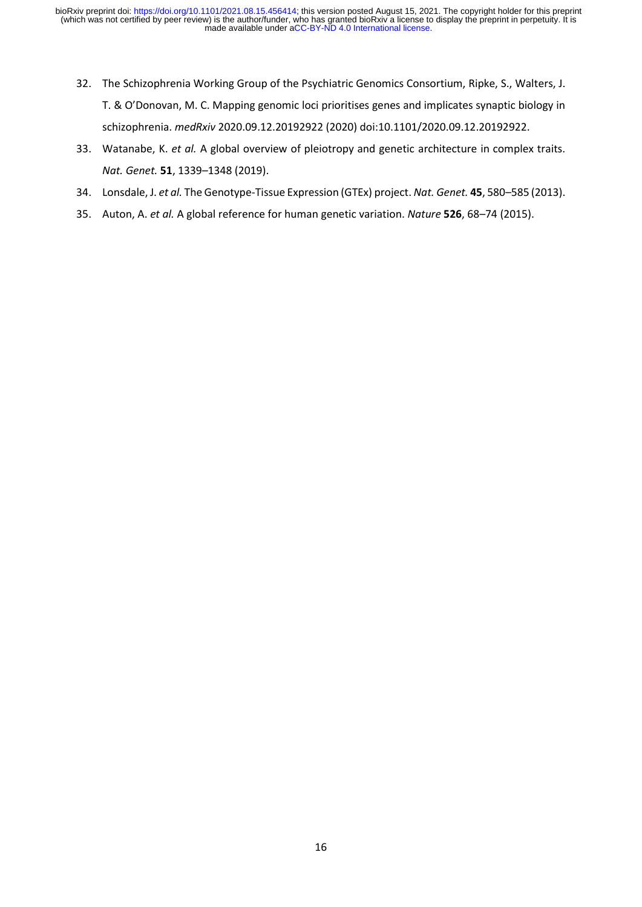32. The Schizophrenia Working Group of the Psychiatric Genomics Consortium, Ripke, S., Walters, J. T. & O'Donovan, M. C. Mapping genomic loci prioritises genes and implicates synaptic biology in schizophrenia. *medRxiv* 2020.09.12.20192922 (2020) doi:10.1101/2020.09.12.20192922.
33. Watanabe, K. *et al.* A global overview of pleiotropy and genetic architecture in complex traits. *Nat. Genet.* **51**, 1339–1348 (2019).
34. Lonsdale, J. *et al.* The Genotype-Tissue Expression (GTEx) project. *Nat. Genet.* **45**, 580–585 (2013).
35. Auton, A. *et al.* A global reference for human genetic variation. *Nature* **526**, 68–74 (2015).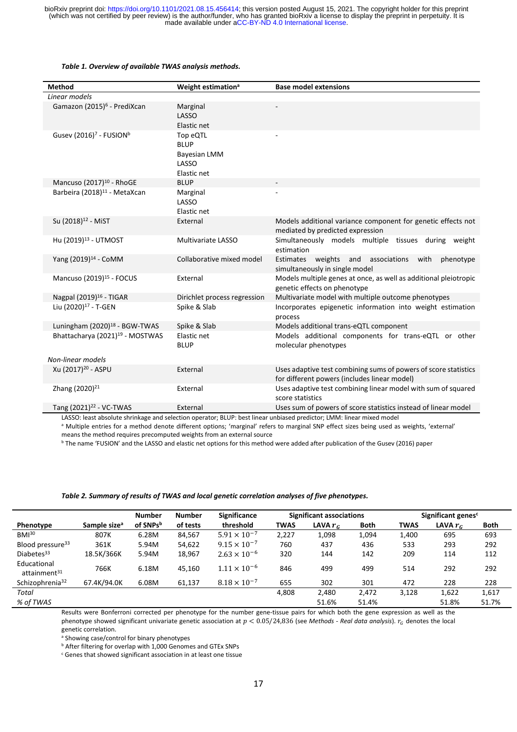*Table 1. Overview of available TWAS analysis methods.*

| Method | Weight estimation[a] | Base model extensions |
|---|---|---|
| *Linear models* | | |
| Gamazon (2015)[6] - PrediXcan | Marginal<br>LASSO<br>Elastic net | - |
| Gusev (2016)[7] - FUSION[b] | Top eQTL<br>BLUP<br>Bayesian LMM<br>LASSO<br>Elastic net | - |
| Mancuso (2017)[10] - RhoGE | BLUP | - |
| Barbeira (2018)[11] - MetaXcan | Marginal<br>LASSO<br>Elastic net | - |
| Su (2018)[12] - MiST | External | Models additional variance component for genetic effects not mediated by predicted expression |
| Hu (2019)[13] - UTMOST | Multivariate LASSO | Simultaneously models multiple tissues during weight estimation |
| Yang (2019)[14] - CoMM | Collaborative mixed model | Estimates weights and associations with phenotype simultaneously in single model |
| Mancuso (2019)[15] - FOCUS | External | Models multiple genes at once, as well as additional pleiotropic genetic effects on phenotype |
| Nagpal (2019)[16] - TIGAR | Dirichlet process regression | Multivariate model with multiple outcome phenotypes |
| Liu (2020)[17] - T-GEN | Spike & Slab | Incorporates epigenetic information into weight estimation process |
| Luningham (2020)[18] - BGW-TWAS | Spike & Slab | Models additional trans-eQTL component |
| Bhattacharya (2021)[19] - MOSTWAS | Elastic net<br>BLUP | Models additional components for trans-eQTL or other molecular phenotypes |
| *Non-linear models* | | |
| Xu (2017)[20] - ASPU | External | Uses adaptive test combining sums of powers of score statistics for different powers (includes linear model) |
| Zhang (2020)[21] | External | Uses adaptive test combining linear model with sum of squared score statistics |
| Tang (2021)[22] - VC-TWAS | External | Uses sum of powers of score statistics instead of linear model |

LASSO: least absolute shrinkage and selection operator; BLUP: best linear unbiased predictor; LMM: linear mixed model

[a] Multiple entries for a method denote different options; 'marginal' refers to marginal SNP effect sizes being used as weights, 'external' means the method requires precomputed weights from an external source

[b] The name 'FUSION' and the LASSO and elastic net options for this method were added after publication of the Gusev (2016) paper

*Table 2. Summary of results of TWAS and local genetic correlation analyses of five phenotypes.*

| Phenotype | Sample size[a] | Number of SNPs[b] | Number of tests | Significance threshold | Significant associations | | | Significant genes[c] | | |
|---|---|---|---|---|---|---|---|---|---|---|
| | | | | | TWAS | LAVA $r_G$ | Both | TWAS | LAVA $r_G$ | Both |
| BMI[30] | 807K | 6.28M | 84,567 | $5.91 \times 10^{-7}$ | 2,227 | 1,098 | 1,094 | 1,400 | 695 | 693 |
| Blood pressure[33] | 361K | 5.94M | 54,622 | $9.15 \times 10^{-7}$ | 760 | 437 | 436 | 533 | 293 | 292 |
| Diabetes[33] | 18.5K/366K | 5.94M | 18,967 | $2.63 \times 10^{-6}$ | 320 | 144 | 142 | 209 | 114 | 112 |
| Educational attainment[31] | 766K | 6.18M | 45,160 | $1.11 \times 10^{-6}$ | 846 | 499 | 499 | 514 | 292 | 292 |
| Schizophrenia[32] | 67.4K/94.0K | 6.08M | 61,137 | $8.18 \times 10^{-7}$ | 655 | 302 | 301 | 472 | 228 | 228 |
| *Total* | | | | | 4,808 | 2,480 | 2,472 | 3,128 | 1,622 | 1,617 |
| *% of TWAS* | | | | | | 51.6% | 51.4% | | 51.8% | 51.7% |

Results were Bonferroni corrected per phenotype for the number gene-tissue pairs for which both the gene expression as well as the phenotype showed significant univariate genetic association at $p < 0.05/24{,}836$ (see *Methods - Real data analysis*). $r_G$ denotes the local genetic correlation.

[a] Showing case/control for binary phenotypes

[b] After filtering for overlap with 1,000 Genomes and GTEx SNPs

[c] Genes that showed significant association in at least one tissue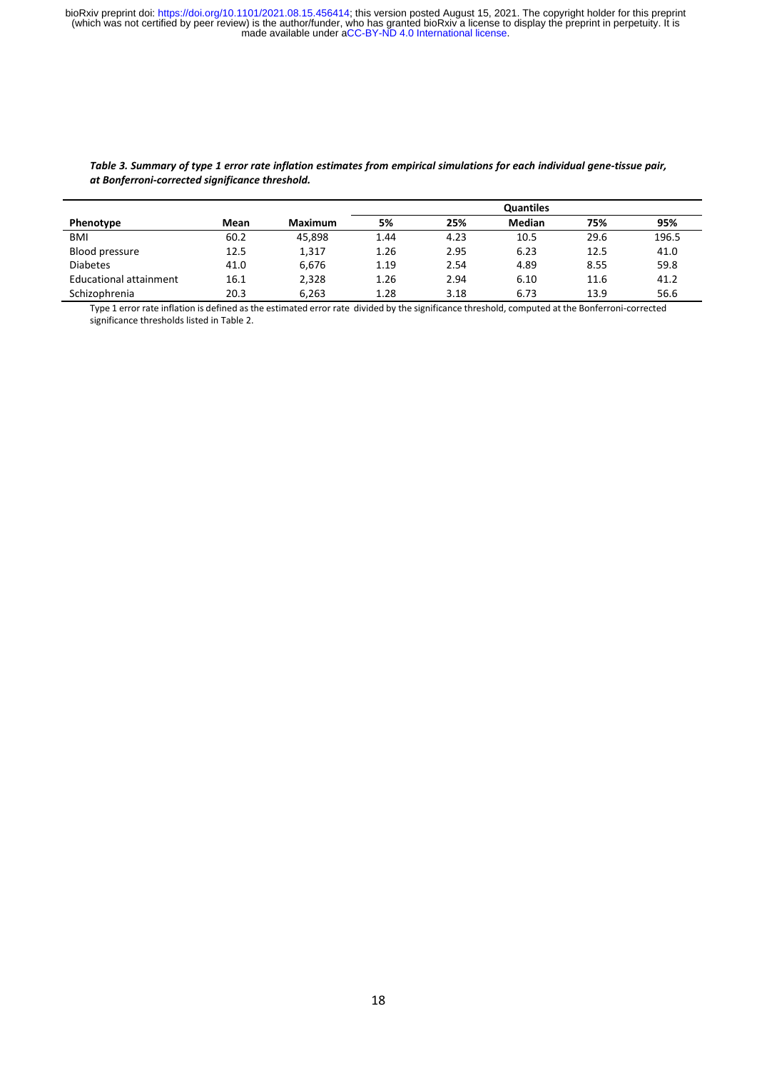***Table 3. Summary of type 1 error rate inflation estimates from empirical simulations for each individual gene-tissue pair, at Bonferroni-corrected significance threshold.***

| | | | Quantiles | | | | |
|---|---|---|---|---|---|---|---|
| **Phenotype** | **Mean** | **Maximum** | **5%** | **25%** | **Median** | **75%** | **95%** |
| BMI | 60.2 | 45,898 | 1.44 | 4.23 | 10.5 | 29.6 | 196.5 |
| Blood pressure | 12.5 | 1,317 | 1.26 | 2.95 | 6.23 | 12.5 | 41.0 |
| Diabetes | 41.0 | 6,676 | 1.19 | 2.54 | 4.89 | 8.55 | 59.8 |
| Educational attainment | 16.1 | 2,328 | 1.26 | 2.94 | 6.10 | 11.6 | 41.2 |
| Schizophrenia | 20.3 | 6,263 | 1.28 | 3.18 | 6.73 | 13.9 | 56.6 |

Type 1 error rate inflation is defined as the estimated error rate divided by the significance threshold, computed at the Bonferroni-corrected significance thresholds listed in Table 2.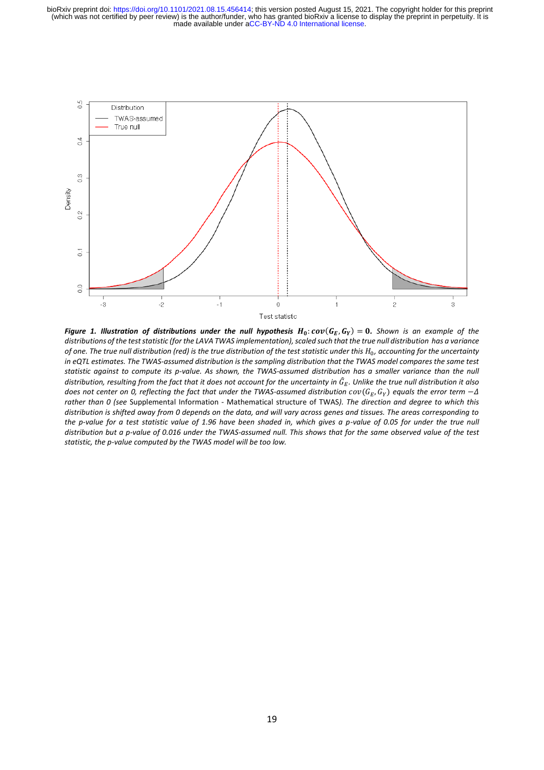***Figure 1. Illustration of distributions under the null hypothesis $H_0: cov(G_E, G_Y) = 0$.*** *Shown is an example of the distributions of the test statistic (for the LAVA TWAS implementation), scaled such that the true null distribution has a variance of one. The true null distribution (red) is the true distribution of the test statistic under this $H_0$, accounting for the uncertainty in eQTL estimates. The TWAS-assumed distribution is the sampling distribution that the TWAS model compares the same test statistic against to compute its p-value. As shown, the TWAS-assumed distribution has a smaller variance than the null distribution, resulting from the fact that it does not account for the uncertainty in $\hat{G}_E$. Unlike the true null distribution it also does not center on 0, reflecting the fact that under the TWAS-assumed distribution $cov(G_E, G_Y)$ equals the error term $-\Delta$ rather than 0 (see* Supplemental Information - Mathematical structure of TWAS*). The direction and degree to which this distribution is shifted away from 0 depends on the data, and will vary across genes and tissues. The areas corresponding to the p-value for a test statistic value of 1.96 have been shaded in, which gives a p-value of 0.05 for under the true null distribution but a p-value of 0.016 under the TWAS-assumed null. This shows that for the same observed value of the test statistic, the p-value computed by the TWAS model will be too low.*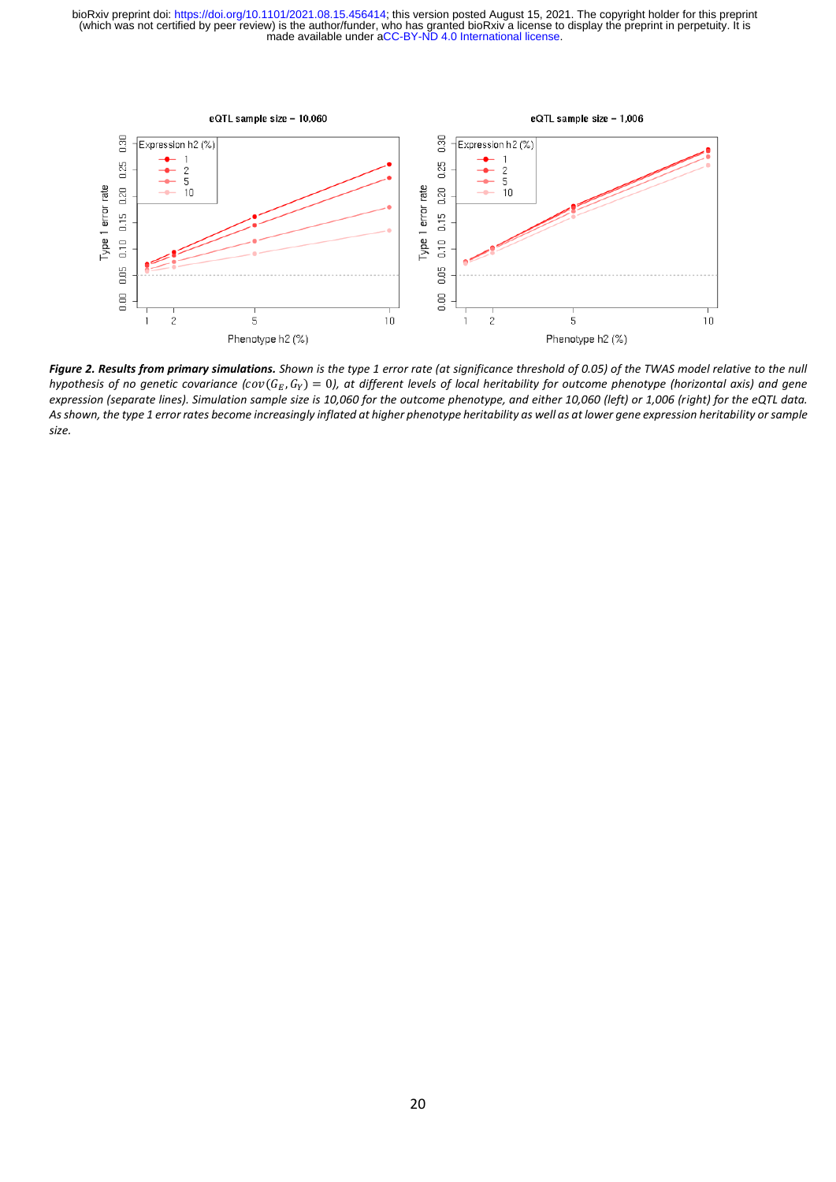***Figure 2. Results from primary simulations.*** *Shown is the type 1 error rate (at significance threshold of 0.05) of the TWAS model relative to the null hypothesis of no genetic covariance ($cov(G_E, G_Y) = 0$), at different levels of local heritability for outcome phenotype (horizontal axis) and gene expression (separate lines). Simulation sample size is 10,060 for the outcome phenotype, and either 10,060 (left) or 1,006 (right) for the eQTL data. As shown, the type 1 error rates become increasingly inflated at higher phenotype heritability as well as at lower gene expression heritability or sample size.*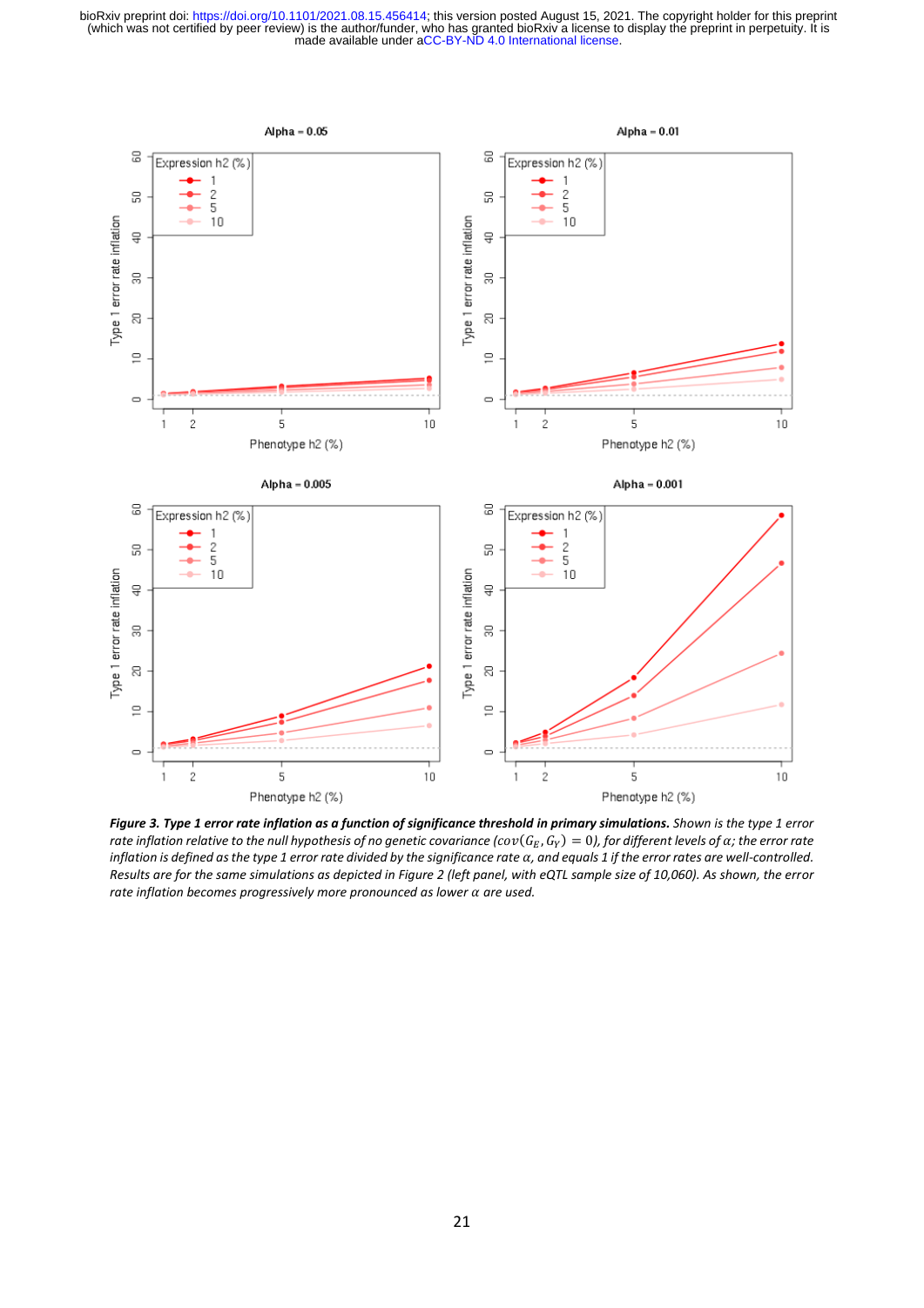Alpha = 0.05

Expression h2 (%)
1
2
5
10

Type 1 error rate inflation

0
10
20
30
40
50
60

1
2
5
10

Phenotype h2 (%)

Alpha = 0.01

Expression h2 (%)
1
2
5
10

Type 1 error rate inflation

0
10
20
30
40
50
60

1
2
5
10

Phenotype h2 (%)

Alpha = 0.005

Expression h2 (%)
1
2
5
10

Type 1 error rate inflation

0
10
20
30
40
50
60

1
2
5
10

Phenotype h2 (%)

Alpha = 0.001

Expression h2 (%)
1
2
5
10

Type 1 error rate inflation

0
10
20
30
40
50
60

1
2
5
10

Phenotype h2 (%)

***Figure 3. Type 1 error rate inflation as a function of significance threshold in primary simulations.*** *Shown is the type 1 error rate inflation relative to the null hypothesis of no genetic covariance ($cov(G_E, G_Y) = 0$), for different levels of $\alpha$; the error rate inflation is defined as the type 1 error rate divided by the significance rate $\alpha$, and equals 1 if the error rates are well-controlled. Results are for the same simulations as depicted in Figure 2 (left panel, with eQTL sample size of 10,060). As shown, the error rate inflation becomes progressively more pronounced as lower $\alpha$ are used.*